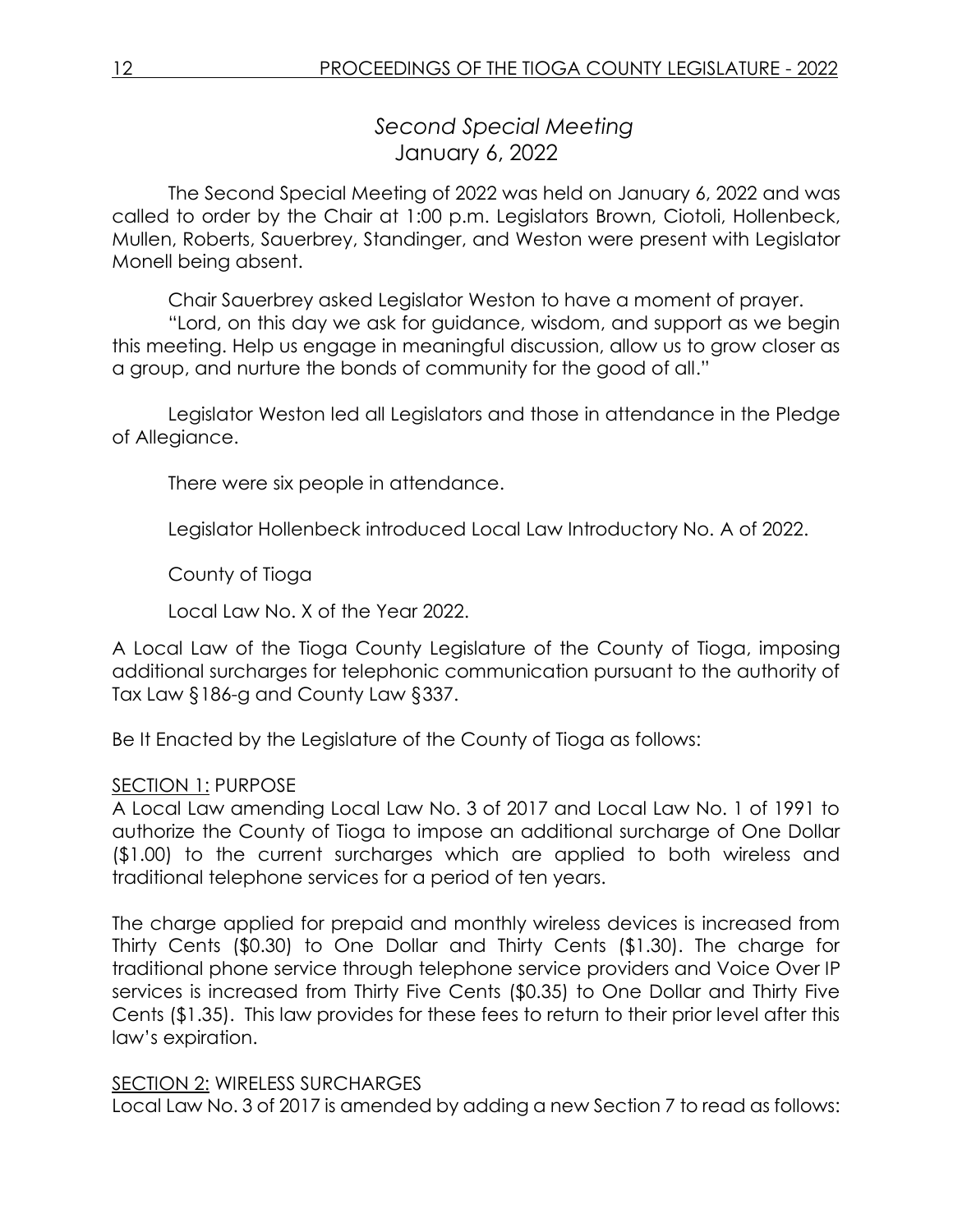## *Second Special Meeting*
## January 6, 2022

The Second Special Meeting of 2022 was held on January 6, 2022 and was called to order by the Chair at 1:00 p.m. Legislators Brown, Ciotoli, Hollenbeck, Mullen, Roberts, Sauerbrey, Standinger, and Weston were present with Legislator Monell being absent.

Chair Sauerbrey asked Legislator Weston to have a moment of prayer.

"Lord, on this day we ask for guidance, wisdom, and support as we begin this meeting. Help us engage in meaningful discussion, allow us to grow closer as a group, and nurture the bonds of community for the good of all."

Legislator Weston led all Legislators and those in attendance in the Pledge of Allegiance.

There were six people in attendance.

Legislator Hollenbeck introduced Local Law Introductory No. A of 2022.

County of Tioga

Local Law No. X of the Year 2022.

A Local Law of the Tioga County Legislature of the County of Tioga, imposing additional surcharges for telephonic communication pursuant to the authority of Tax Law §186-g and County Law §337.

Be It Enacted by the Legislature of the County of Tioga as follows:

SECTION 1: PURPOSE

A Local Law amending Local Law No. 3 of 2017 and Local Law No. 1 of 1991 to authorize the County of Tioga to impose an additional surcharge of One Dollar ($1.00) to the current surcharges which are applied to both wireless and traditional telephone services for a period of ten years.

The charge applied for prepaid and monthly wireless devices is increased from Thirty Cents ($0.30) to One Dollar and Thirty Cents ($1.30). The charge for traditional phone service through telephone service providers and Voice Over IP services is increased from Thirty Five Cents ($0.35) to One Dollar and Thirty Five Cents ($1.35). This law provides for these fees to return to their prior level after this law's expiration.

SECTION 2: WIRELESS SURCHARGES

Local Law No. 3 of 2017 is amended by adding a new Section 7 to read as follows: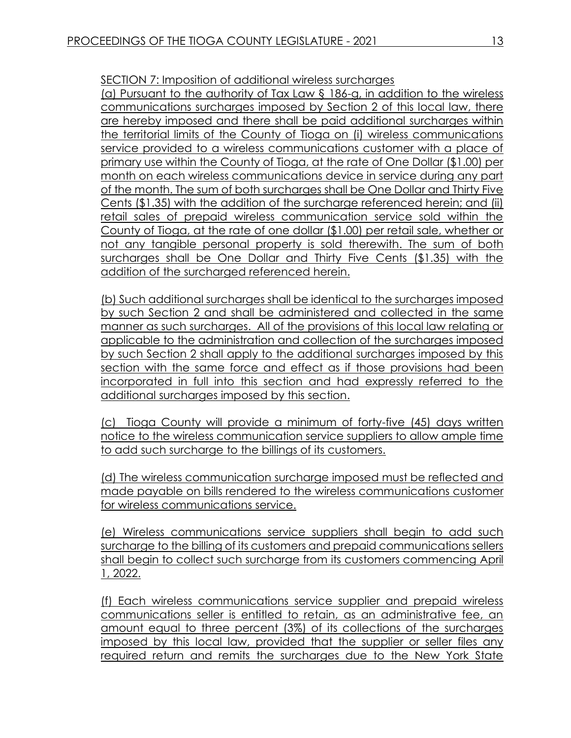SECTION 7: Imposition of additional wireless surcharges

(a) Pursuant to the authority of Tax Law § 186-g, in addition to the wireless communications surcharges imposed by Section 2 of this local law, there are hereby imposed and there shall be paid additional surcharges within the territorial limits of the County of Tioga on (i) wireless communications service provided to a wireless communications customer with a place of primary use within the County of Tioga, at the rate of One Dollar ($1.00) per month on each wireless communications device in service during any part of the month. The sum of both surcharges shall be One Dollar and Thirty Five Cents ($1.35) with the addition of the surcharge referenced herein; and (ii) retail sales of prepaid wireless communication service sold within the County of Tioga, at the rate of one dollar ($1.00) per retail sale, whether or not any tangible personal property is sold therewith. The sum of both surcharges shall be One Dollar and Thirty Five Cents ($1.35) with the addition of the surcharged referenced herein.

(b) Such additional surcharges shall be identical to the surcharges imposed by such Section 2 and shall be administered and collected in the same manner as such surcharges. All of the provisions of this local law relating or applicable to the administration and collection of the surcharges imposed by such Section 2 shall apply to the additional surcharges imposed by this section with the same force and effect as if those provisions had been incorporated in full into this section and had expressly referred to the additional surcharges imposed by this section.

(c) Tioga County will provide a minimum of forty-five (45) days written notice to the wireless communication service suppliers to allow ample time to add such surcharge to the billings of its customers.

(d) The wireless communication surcharge imposed must be reflected and made payable on bills rendered to the wireless communications customer for wireless communications service.

(e) Wireless communications service suppliers shall begin to add such surcharge to the billing of its customers and prepaid communications sellers shall begin to collect such surcharge from its customers commencing April 1, 2022.

(f) Each wireless communications service supplier and prepaid wireless communications seller is entitled to retain, as an administrative fee, an amount equal to three percent (3%) of its collections of the surcharges imposed by this local law, provided that the supplier or seller files any required return and remits the surcharges due to the New York State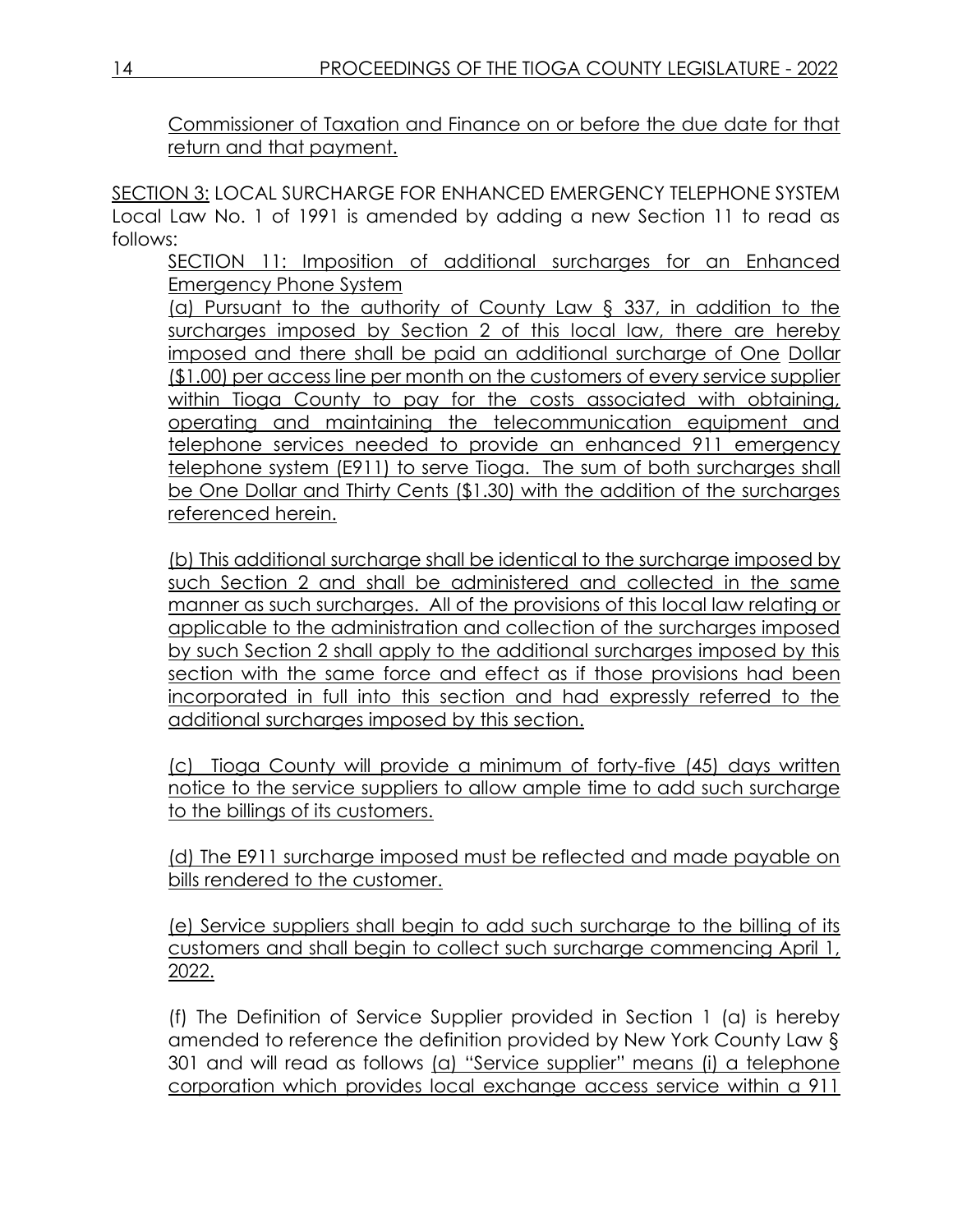Commissioner of Taxation and Finance on or before the due date for that return and that payment.

SECTION 3: LOCAL SURCHARGE FOR ENHANCED EMERGENCY TELEPHONE SYSTEM Local Law No. 1 of 1991 is amended by adding a new Section 11 to read as follows:

SECTION 11: Imposition of additional surcharges for an Enhanced Emergency Phone System

(a) Pursuant to the authority of County Law § 337, in addition to the surcharges imposed by Section 2 of this local law, there are hereby imposed and there shall be paid an additional surcharge of One Dollar ($1.00) per access line per month on the customers of every service supplier within Tioga County to pay for the costs associated with obtaining, operating and maintaining the telecommunication equipment and telephone services needed to provide an enhanced 911 emergency telephone system (E911) to serve Tioga. The sum of both surcharges shall be One Dollar and Thirty Cents ($1.30) with the addition of the surcharges referenced herein.

(b) This additional surcharge shall be identical to the surcharge imposed by such Section 2 and shall be administered and collected in the same manner as such surcharges. All of the provisions of this local law relating or applicable to the administration and collection of the surcharges imposed by such Section 2 shall apply to the additional surcharges imposed by this section with the same force and effect as if those provisions had been incorporated in full into this section and had expressly referred to the additional surcharges imposed by this section.

(c) Tioga County will provide a minimum of forty-five (45) days written notice to the service suppliers to allow ample time to add such surcharge to the billings of its customers.

(d) The E911 surcharge imposed must be reflected and made payable on bills rendered to the customer.

(e) Service suppliers shall begin to add such surcharge to the billing of its customers and shall begin to collect such surcharge commencing April 1, 2022.

(f) The Definition of Service Supplier provided in Section 1 (a) is hereby amended to reference the definition provided by New York County Law § 301 and will read as follows (a) "Service supplier" means (i) a telephone corporation which provides local exchange access service within a 911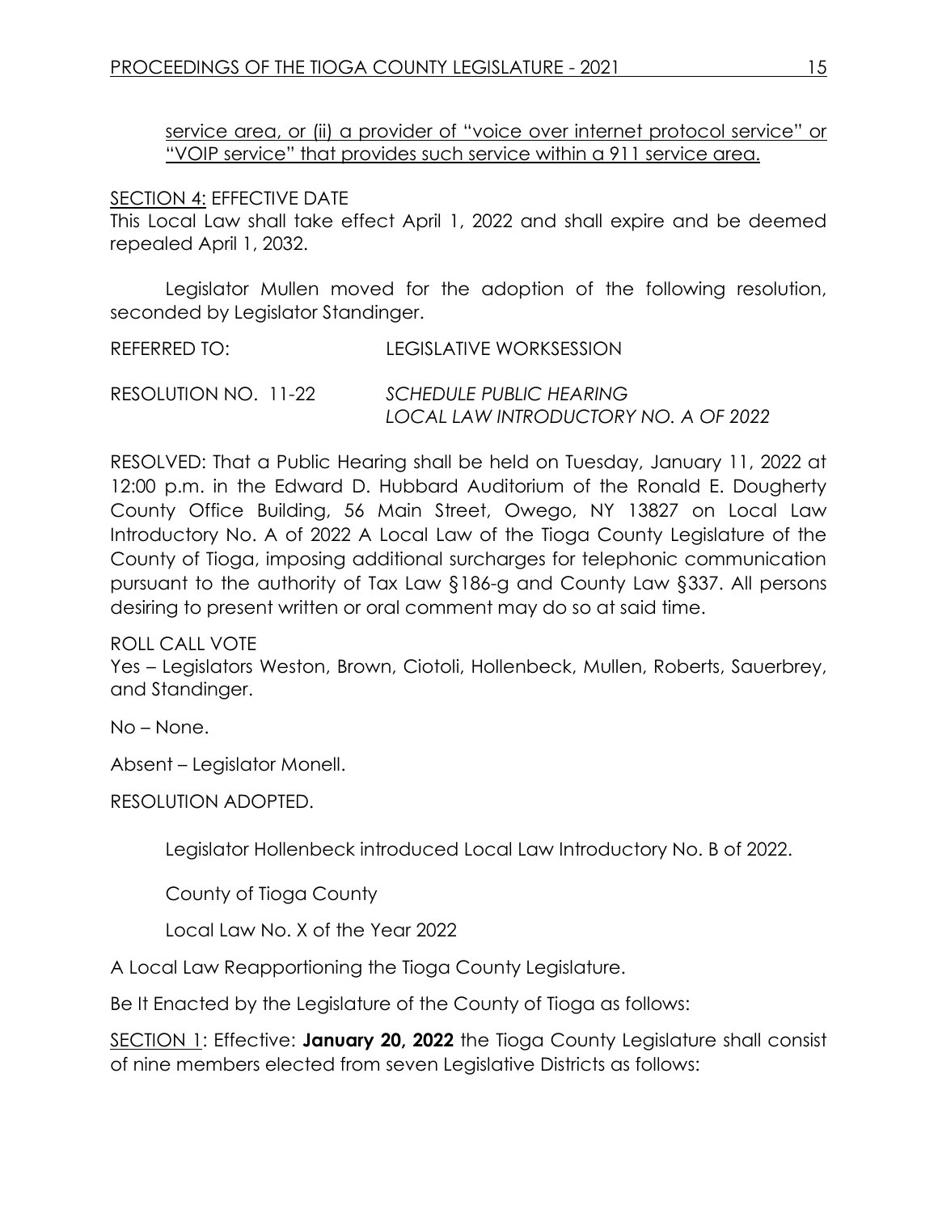<u>service area, or (ii) a provider of "voice over internet protocol service" or "VOIP service" that provides such service within a 911 service area.</u>

<u>SECTION 4:</u> EFFECTIVE DATE
This Local Law shall take effect April 1, 2022 and shall expire and be deemed repealed April 1, 2032.

Legislator Mullen moved for the adoption of the following resolution, seconded by Legislator Standinger.

REFERRED TO: LEGISLATIVE WORKSESSION

RESOLUTION NO. 11-22 *SCHEDULE PUBLIC HEARING LOCAL LAW INTRODUCTORY NO. A OF 2022*

RESOLVED: That a Public Hearing shall be held on Tuesday, January 11, 2022 at 12:00 p.m. in the Edward D. Hubbard Auditorium of the Ronald E. Dougherty County Office Building, 56 Main Street, Owego, NY 13827 on Local Law Introductory No. A of 2022 A Local Law of the Tioga County Legislature of the County of Tioga, imposing additional surcharges for telephonic communication pursuant to the authority of Tax Law §186-g and County Law §337. All persons desiring to present written or oral comment may do so at said time.

ROLL CALL VOTE
Yes – Legislators Weston, Brown, Ciotoli, Hollenbeck, Mullen, Roberts, Sauerbrey, and Standinger.

No – None.

Absent – Legislator Monell.

RESOLUTION ADOPTED.

Legislator Hollenbeck introduced Local Law Introductory No. B of 2022.

County of Tioga County

Local Law No. X of the Year 2022

A Local Law Reapportioning the Tioga County Legislature.

Be It Enacted by the Legislature of the County of Tioga as follows:

<u>SECTION 1</u>: Effective: **January 20, 2022** the Tioga County Legislature shall consist of nine members elected from seven Legislative Districts as follows: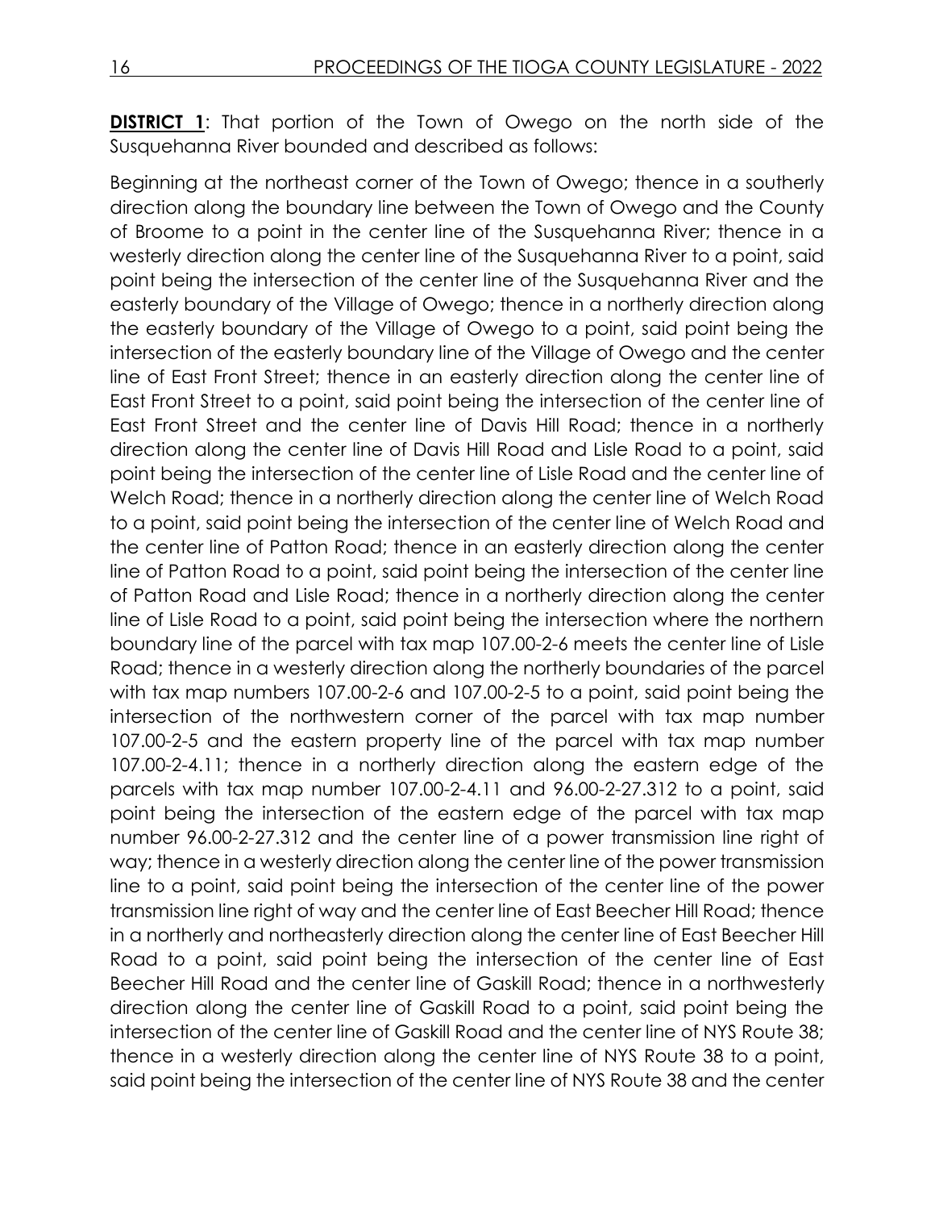**DISTRICT 1**: That portion of the Town of Owego on the north side of the Susquehanna River bounded and described as follows:

Beginning at the northeast corner of the Town of Owego; thence in a southerly direction along the boundary line between the Town of Owego and the County of Broome to a point in the center line of the Susquehanna River; thence in a westerly direction along the center line of the Susquehanna River to a point, said point being the intersection of the center line of the Susquehanna River and the easterly boundary of the Village of Owego; thence in a northerly direction along the easterly boundary of the Village of Owego to a point, said point being the intersection of the easterly boundary line of the Village of Owego and the center line of East Front Street; thence in an easterly direction along the center line of East Front Street to a point, said point being the intersection of the center line of East Front Street and the center line of Davis Hill Road; thence in a northerly direction along the center line of Davis Hill Road and Lisle Road to a point, said point being the intersection of the center line of Lisle Road and the center line of Welch Road; thence in a northerly direction along the center line of Welch Road to a point, said point being the intersection of the center line of Welch Road and the center line of Patton Road; thence in an easterly direction along the center line of Patton Road to a point, said point being the intersection of the center line of Patton Road and Lisle Road; thence in a northerly direction along the center line of Lisle Road to a point, said point being the intersection where the northern boundary line of the parcel with tax map 107.00-2-6 meets the center line of Lisle Road; thence in a westerly direction along the northerly boundaries of the parcel with tax map numbers 107.00-2-6 and 107.00-2-5 to a point, said point being the intersection of the northwestern corner of the parcel with tax map number 107.00-2-5 and the eastern property line of the parcel with tax map number 107.00-2-4.11; thence in a northerly direction along the eastern edge of the parcels with tax map number 107.00-2-4.11 and 96.00-2-27.312 to a point, said point being the intersection of the eastern edge of the parcel with tax map number 96.00-2-27.312 and the center line of a power transmission line right of way; thence in a westerly direction along the center line of the power transmission line to a point, said point being the intersection of the center line of the power transmission line right of way and the center line of East Beecher Hill Road; thence in a northerly and northeasterly direction along the center line of East Beecher Hill Road to a point, said point being the intersection of the center line of East Beecher Hill Road and the center line of Gaskill Road; thence in a northwesterly direction along the center line of Gaskill Road to a point, said point being the intersection of the center line of Gaskill Road and the center line of NYS Route 38; thence in a westerly direction along the center line of NYS Route 38 to a point, said point being the intersection of the center line of NYS Route 38 and the center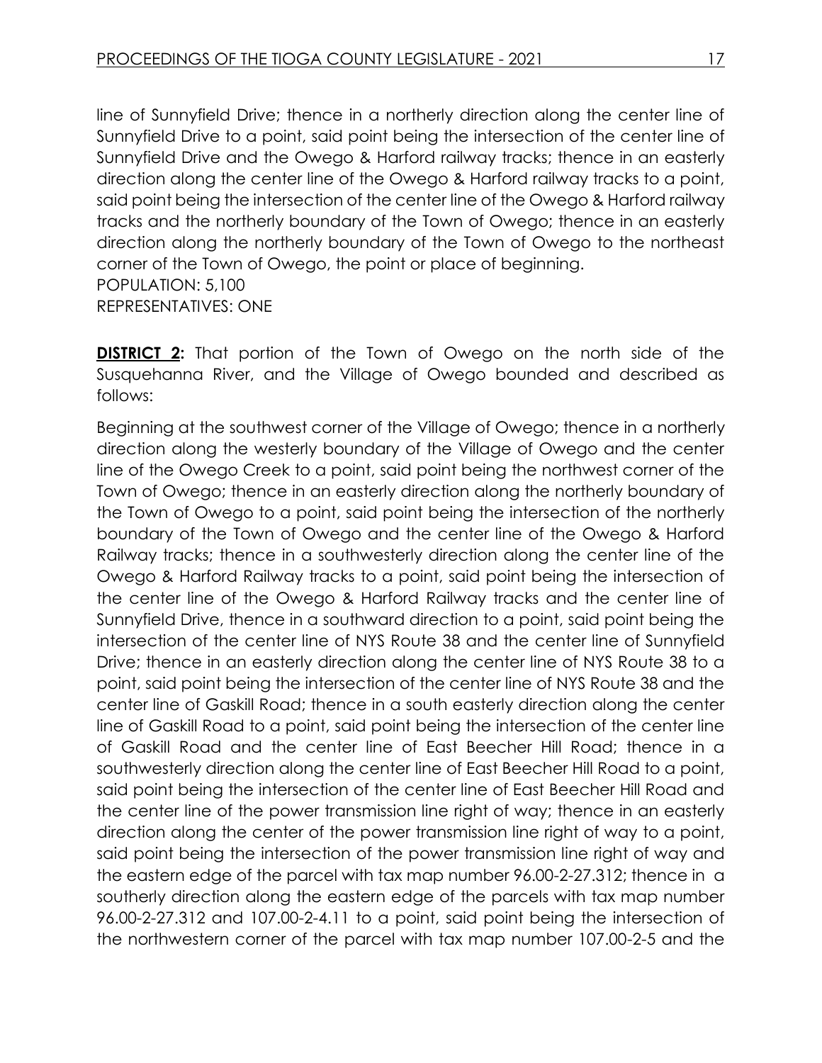line of Sunnyfield Drive; thence in a northerly direction along the center line of Sunnyfield Drive to a point, said point being the intersection of the center line of Sunnyfield Drive and the Owego & Harford railway tracks; thence in an easterly direction along the center line of the Owego & Harford railway tracks to a point, said point being the intersection of the center line of the Owego & Harford railway tracks and the northerly boundary of the Town of Owego; thence in an easterly direction along the northerly boundary of the Town of Owego to the northeast corner of the Town of Owego, the point or place of beginning.
POPULATION: 5,100
REPRESENTATIVES: ONE

**DISTRICT 2:** That portion of the Town of Owego on the north side of the Susquehanna River, and the Village of Owego bounded and described as follows:

Beginning at the southwest corner of the Village of Owego; thence in a northerly direction along the westerly boundary of the Village of Owego and the center line of the Owego Creek to a point, said point being the northwest corner of the Town of Owego; thence in an easterly direction along the northerly boundary of the Town of Owego to a point, said point being the intersection of the northerly boundary of the Town of Owego and the center line of the Owego & Harford Railway tracks; thence in a southwesterly direction along the center line of the Owego & Harford Railway tracks to a point, said point being the intersection of the center line of the Owego & Harford Railway tracks and the center line of Sunnyfield Drive, thence in a southward direction to a point, said point being the intersection of the center line of NYS Route 38 and the center line of Sunnyfield Drive; thence in an easterly direction along the center line of NYS Route 38 to a point, said point being the intersection of the center line of NYS Route 38 and the center line of Gaskill Road; thence in a south easterly direction along the center line of Gaskill Road to a point, said point being the intersection of the center line of Gaskill Road and the center line of East Beecher Hill Road; thence in a southwesterly direction along the center line of East Beecher Hill Road to a point, said point being the intersection of the center line of East Beecher Hill Road and the center line of the power transmission line right of way; thence in an easterly direction along the center of the power transmission line right of way to a point, said point being the intersection of the power transmission line right of way and the eastern edge of the parcel with tax map number 96.00-2-27.312; thence in a southerly direction along the eastern edge of the parcels with tax map number 96.00-2-27.312 and 107.00-2-4.11 to a point, said point being the intersection of the northwestern corner of the parcel with tax map number 107.00-2-5 and the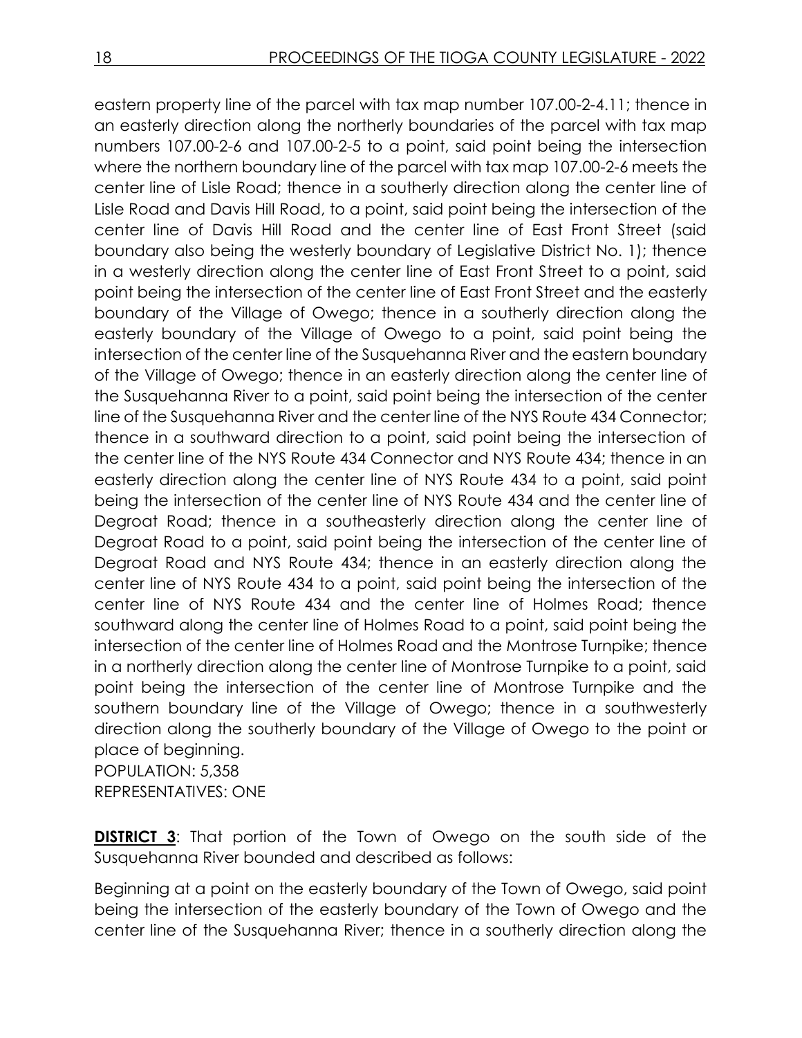eastern property line of the parcel with tax map number 107.00-2-4.11; thence in an easterly direction along the northerly boundaries of the parcel with tax map numbers 107.00-2-6 and 107.00-2-5 to a point, said point being the intersection where the northern boundary line of the parcel with tax map 107.00-2-6 meets the center line of Lisle Road; thence in a southerly direction along the center line of Lisle Road and Davis Hill Road, to a point, said point being the intersection of the center line of Davis Hill Road and the center line of East Front Street (said boundary also being the westerly boundary of Legislative District No. 1); thence in a westerly direction along the center line of East Front Street to a point, said point being the intersection of the center line of East Front Street and the easterly boundary of the Village of Owego; thence in a southerly direction along the easterly boundary of the Village of Owego to a point, said point being the intersection of the center line of the Susquehanna River and the eastern boundary of the Village of Owego; thence in an easterly direction along the center line of the Susquehanna River to a point, said point being the intersection of the center line of the Susquehanna River and the center line of the NYS Route 434 Connector; thence in a southward direction to a point, said point being the intersection of the center line of the NYS Route 434 Connector and NYS Route 434; thence in an easterly direction along the center line of NYS Route 434 to a point, said point being the intersection of the center line of NYS Route 434 and the center line of Degroat Road; thence in a southeasterly direction along the center line of Degroat Road to a point, said point being the intersection of the center line of Degroat Road and NYS Route 434; thence in an easterly direction along the center line of NYS Route 434 to a point, said point being the intersection of the center line of NYS Route 434 and the center line of Holmes Road; thence southward along the center line of Holmes Road to a point, said point being the intersection of the center line of Holmes Road and the Montrose Turnpike; thence in a northerly direction along the center line of Montrose Turnpike to a point, said point being the intersection of the center line of Montrose Turnpike and the southern boundary line of the Village of Owego; thence in a southwesterly direction along the southerly boundary of the Village of Owego to the point or place of beginning.
POPULATION: 5,358
REPRESENTATIVES: ONE

**DISTRICT 3**: That portion of the Town of Owego on the south side of the Susquehanna River bounded and described as follows:

Beginning at a point on the easterly boundary of the Town of Owego, said point being the intersection of the easterly boundary of the Town of Owego and the center line of the Susquehanna River; thence in a southerly direction along the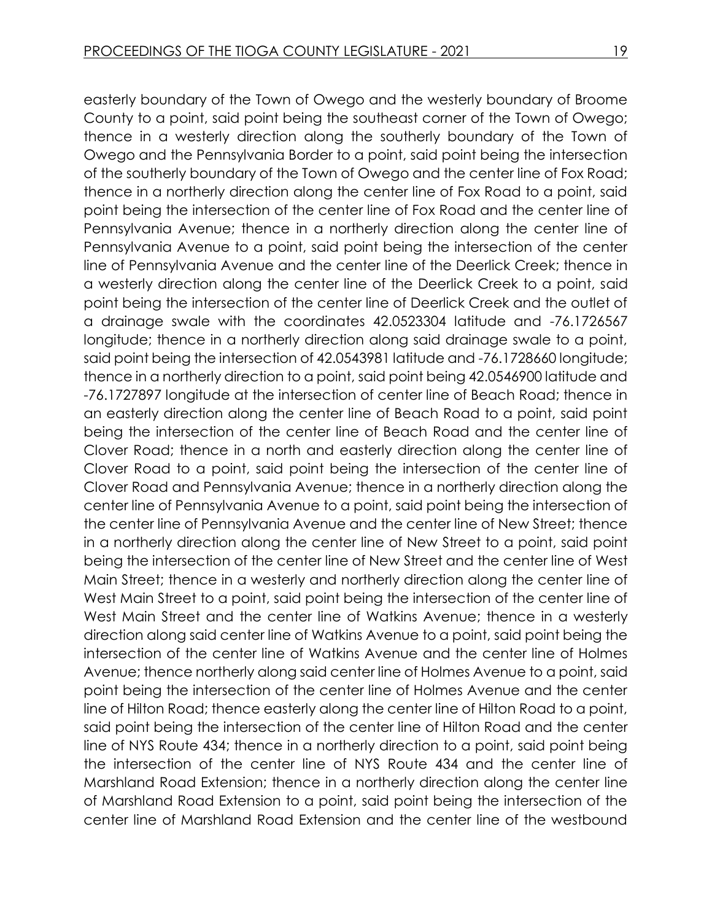easterly boundary of the Town of Owego and the westerly boundary of Broome County to a point, said point being the southeast corner of the Town of Owego; thence in a westerly direction along the southerly boundary of the Town of Owego and the Pennsylvania Border to a point, said point being the intersection of the southerly boundary of the Town of Owego and the center line of Fox Road; thence in a northerly direction along the center line of Fox Road to a point, said point being the intersection of the center line of Fox Road and the center line of Pennsylvania Avenue; thence in a northerly direction along the center line of Pennsylvania Avenue to a point, said point being the intersection of the center line of Pennsylvania Avenue and the center line of the Deerlick Creek; thence in a westerly direction along the center line of the Deerlick Creek to a point, said point being the intersection of the center line of Deerlick Creek and the outlet of a drainage swale with the coordinates 42.0523304 latitude and -76.1726567 longitude; thence in a northerly direction along said drainage swale to a point, said point being the intersection of 42.0543981 latitude and -76.1728660 longitude; thence in a northerly direction to a point, said point being 42.0546900 latitude and -76.1727897 longitude at the intersection of center line of Beach Road; thence in an easterly direction along the center line of Beach Road to a point, said point being the intersection of the center line of Beach Road and the center line of Clover Road; thence in a north and easterly direction along the center line of Clover Road to a point, said point being the intersection of the center line of Clover Road and Pennsylvania Avenue; thence in a northerly direction along the center line of Pennsylvania Avenue to a point, said point being the intersection of the center line of Pennsylvania Avenue and the center line of New Street; thence in a northerly direction along the center line of New Street to a point, said point being the intersection of the center line of New Street and the center line of West Main Street; thence in a westerly and northerly direction along the center line of West Main Street to a point, said point being the intersection of the center line of West Main Street and the center line of Watkins Avenue; thence in a westerly direction along said center line of Watkins Avenue to a point, said point being the intersection of the center line of Watkins Avenue and the center line of Holmes Avenue; thence northerly along said center line of Holmes Avenue to a point, said point being the intersection of the center line of Holmes Avenue and the center line of Hilton Road; thence easterly along the center line of Hilton Road to a point, said point being the intersection of the center line of Hilton Road and the center line of NYS Route 434; thence in a northerly direction to a point, said point being the intersection of the center line of NYS Route 434 and the center line of Marshland Road Extension; thence in a northerly direction along the center line of Marshland Road Extension to a point, said point being the intersection of the center line of Marshland Road Extension and the center line of the westbound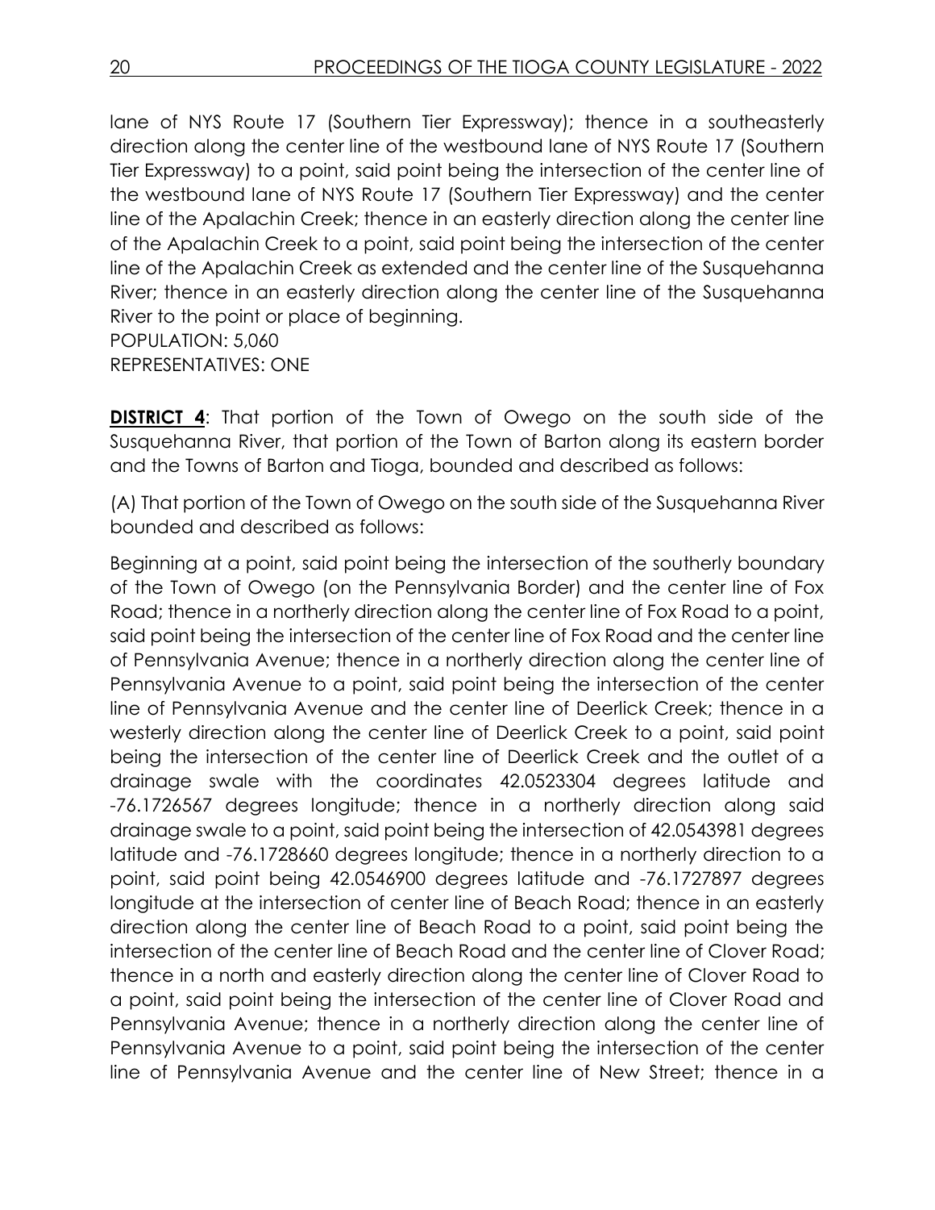lane of NYS Route 17 (Southern Tier Expressway); thence in a southeasterly direction along the center line of the westbound lane of NYS Route 17 (Southern Tier Expressway) to a point, said point being the intersection of the center line of the westbound lane of NYS Route 17 (Southern Tier Expressway) and the center line of the Apalachin Creek; thence in an easterly direction along the center line of the Apalachin Creek to a point, said point being the intersection of the center line of the Apalachin Creek as extended and the center line of the Susquehanna River; thence in an easterly direction along the center line of the Susquehanna River to the point or place of beginning.
POPULATION: 5,060
REPRESENTATIVES: ONE

**DISTRICT 4**: That portion of the Town of Owego on the south side of the Susquehanna River, that portion of the Town of Barton along its eastern border and the Towns of Barton and Tioga, bounded and described as follows:

(A) That portion of the Town of Owego on the south side of the Susquehanna River bounded and described as follows:

Beginning at a point, said point being the intersection of the southerly boundary of the Town of Owego (on the Pennsylvania Border) and the center line of Fox Road; thence in a northerly direction along the center line of Fox Road to a point, said point being the intersection of the center line of Fox Road and the center line of Pennsylvania Avenue; thence in a northerly direction along the center line of Pennsylvania Avenue to a point, said point being the intersection of the center line of Pennsylvania Avenue and the center line of Deerlick Creek; thence in a westerly direction along the center line of Deerlick Creek to a point, said point being the intersection of the center line of Deerlick Creek and the outlet of a drainage swale with the coordinates 42.0523304 degrees latitude and -76.1726567 degrees longitude; thence in a northerly direction along said drainage swale to a point, said point being the intersection of 42.0543981 degrees latitude and -76.1728660 degrees longitude; thence in a northerly direction to a point, said point being 42.0546900 degrees latitude and -76.1727897 degrees longitude at the intersection of center line of Beach Road; thence in an easterly direction along the center line of Beach Road to a point, said point being the intersection of the center line of Beach Road and the center line of Clover Road; thence in a north and easterly direction along the center line of Clover Road to a point, said point being the intersection of the center line of Clover Road and Pennsylvania Avenue; thence in a northerly direction along the center line of Pennsylvania Avenue to a point, said point being the intersection of the center line of Pennsylvania Avenue and the center line of New Street; thence in a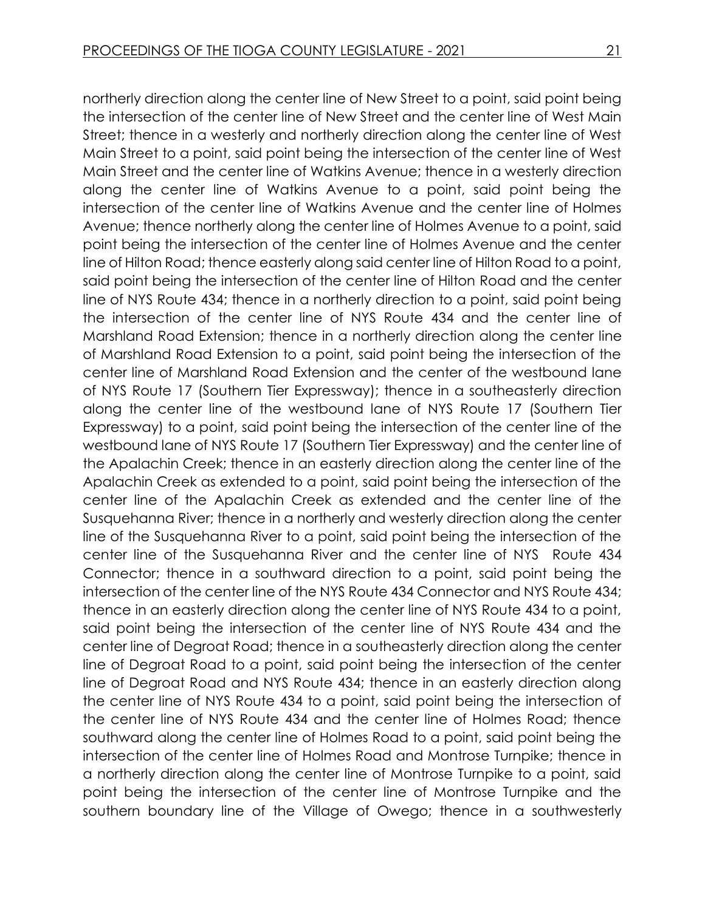northerly direction along the center line of New Street to a point, said point being the intersection of the center line of New Street and the center line of West Main Street; thence in a westerly and northerly direction along the center line of West Main Street to a point, said point being the intersection of the center line of West Main Street and the center line of Watkins Avenue; thence in a westerly direction along the center line of Watkins Avenue to a point, said point being the intersection of the center line of Watkins Avenue and the center line of Holmes Avenue; thence northerly along the center line of Holmes Avenue to a point, said point being the intersection of the center line of Holmes Avenue and the center line of Hilton Road; thence easterly along said center line of Hilton Road to a point, said point being the intersection of the center line of Hilton Road and the center line of NYS Route 434; thence in a northerly direction to a point, said point being the intersection of the center line of NYS Route 434 and the center line of Marshland Road Extension; thence in a northerly direction along the center line of Marshland Road Extension to a point, said point being the intersection of the center line of Marshland Road Extension and the center of the westbound lane of NYS Route 17 (Southern Tier Expressway); thence in a southeasterly direction along the center line of the westbound lane of NYS Route 17 (Southern Tier Expressway) to a point, said point being the intersection of the center line of the westbound lane of NYS Route 17 (Southern Tier Expressway) and the center line of the Apalachin Creek; thence in an easterly direction along the center line of the Apalachin Creek as extended to a point, said point being the intersection of the center line of the Apalachin Creek as extended and the center line of the Susquehanna River; thence in a northerly and westerly direction along the center line of the Susquehanna River to a point, said point being the intersection of the center line of the Susquehanna River and the center line of NYS Route 434 Connector; thence in a southward direction to a point, said point being the intersection of the center line of the NYS Route 434 Connector and NYS Route 434; thence in an easterly direction along the center line of NYS Route 434 to a point, said point being the intersection of the center line of NYS Route 434 and the center line of Degroat Road; thence in a southeasterly direction along the center line of Degroat Road to a point, said point being the intersection of the center line of Degroat Road and NYS Route 434; thence in an easterly direction along the center line of NYS Route 434 to a point, said point being the intersection of the center line of NYS Route 434 and the center line of Holmes Road; thence southward along the center line of Holmes Road to a point, said point being the intersection of the center line of Holmes Road and Montrose Turnpike; thence in a northerly direction along the center line of Montrose Turnpike to a point, said point being the intersection of the center line of Montrose Turnpike and the southern boundary line of the Village of Owego; thence in a southwesterly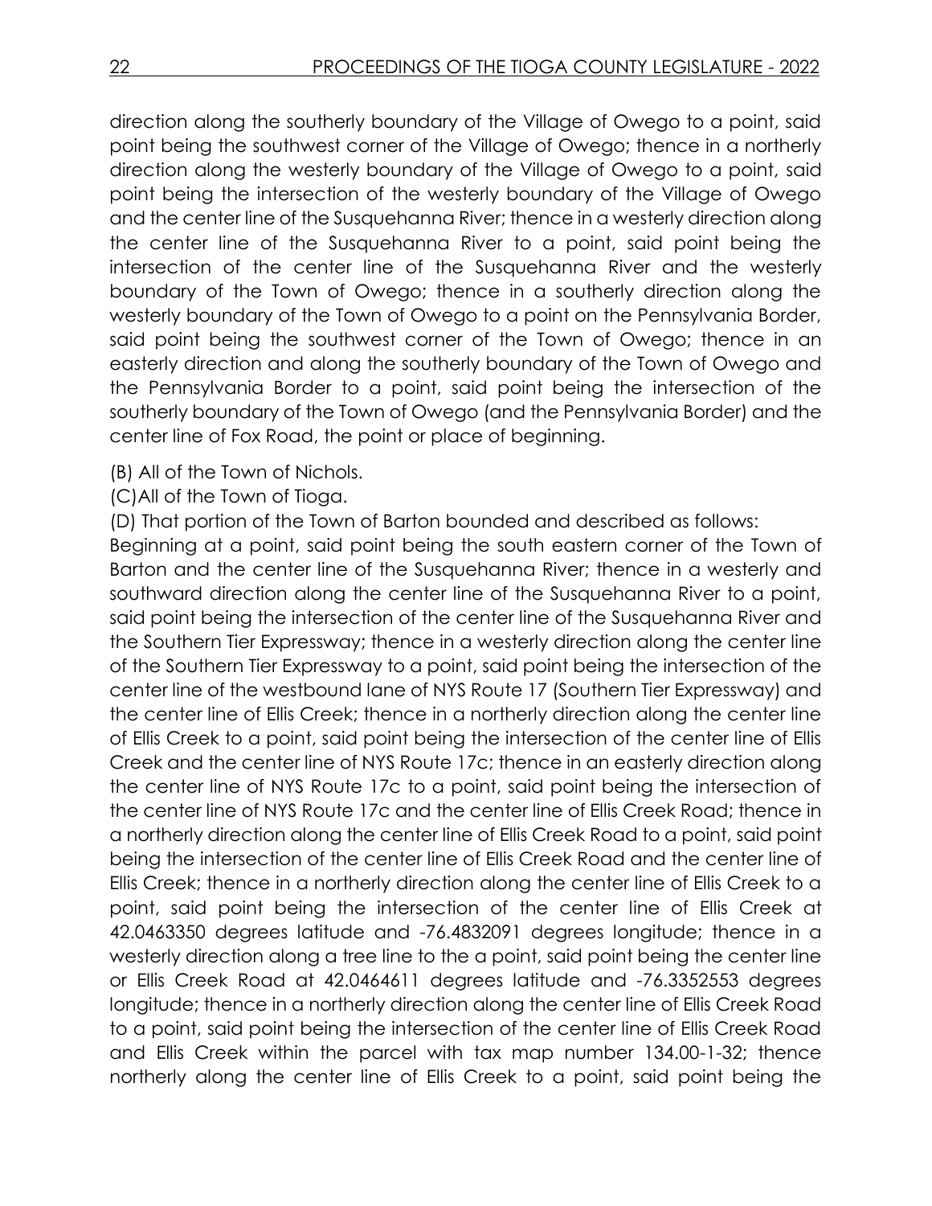direction along the southerly boundary of the Village of Owego to a point, said point being the southwest corner of the Village of Owego; thence in a northerly direction along the westerly boundary of the Village of Owego to a point, said point being the intersection of the westerly boundary of the Village of Owego and the center line of the Susquehanna River; thence in a westerly direction along the center line of the Susquehanna River to a point, said point being the intersection of the center line of the Susquehanna River and the westerly boundary of the Town of Owego; thence in a southerly direction along the westerly boundary of the Town of Owego to a point on the Pennsylvania Border, said point being the southwest corner of the Town of Owego; thence in an easterly direction and along the southerly boundary of the Town of Owego and the Pennsylvania Border to a point, said point being the intersection of the southerly boundary of the Town of Owego (and the Pennsylvania Border) and the center line of Fox Road, the point or place of beginning.

(B) All of the Town of Nichols.

(C)All of the Town of Tioga.

(D) That portion of the Town of Barton bounded and described as follows:

Beginning at a point, said point being the south eastern corner of the Town of Barton and the center line of the Susquehanna River; thence in a westerly and southward direction along the center line of the Susquehanna River to a point, said point being the intersection of the center line of the Susquehanna River and the Southern Tier Expressway; thence in a westerly direction along the center line of the Southern Tier Expressway to a point, said point being the intersection of the center line of the westbound lane of NYS Route 17 (Southern Tier Expressway) and the center line of Ellis Creek; thence in a northerly direction along the center line of Ellis Creek to a point, said point being the intersection of the center line of Ellis Creek and the center line of NYS Route 17c; thence in an easterly direction along the center line of NYS Route 17c to a point, said point being the intersection of the center line of NYS Route 17c and the center line of Ellis Creek Road; thence in a northerly direction along the center line of Ellis Creek Road to a point, said point being the intersection of the center line of Ellis Creek Road and the center line of Ellis Creek; thence in a northerly direction along the center line of Ellis Creek to a point, said point being the intersection of the center line of Ellis Creek at 42.0463350 degrees latitude and -76.4832091 degrees longitude; thence in a westerly direction along a tree line to the a point, said point being the center line or Ellis Creek Road at 42.0464611 degrees latitude and -76.3352553 degrees longitude; thence in a northerly direction along the center line of Ellis Creek Road to a point, said point being the intersection of the center line of Ellis Creek Road and Ellis Creek within the parcel with tax map number 134.00-1-32; thence northerly along the center line of Ellis Creek to a point, said point being the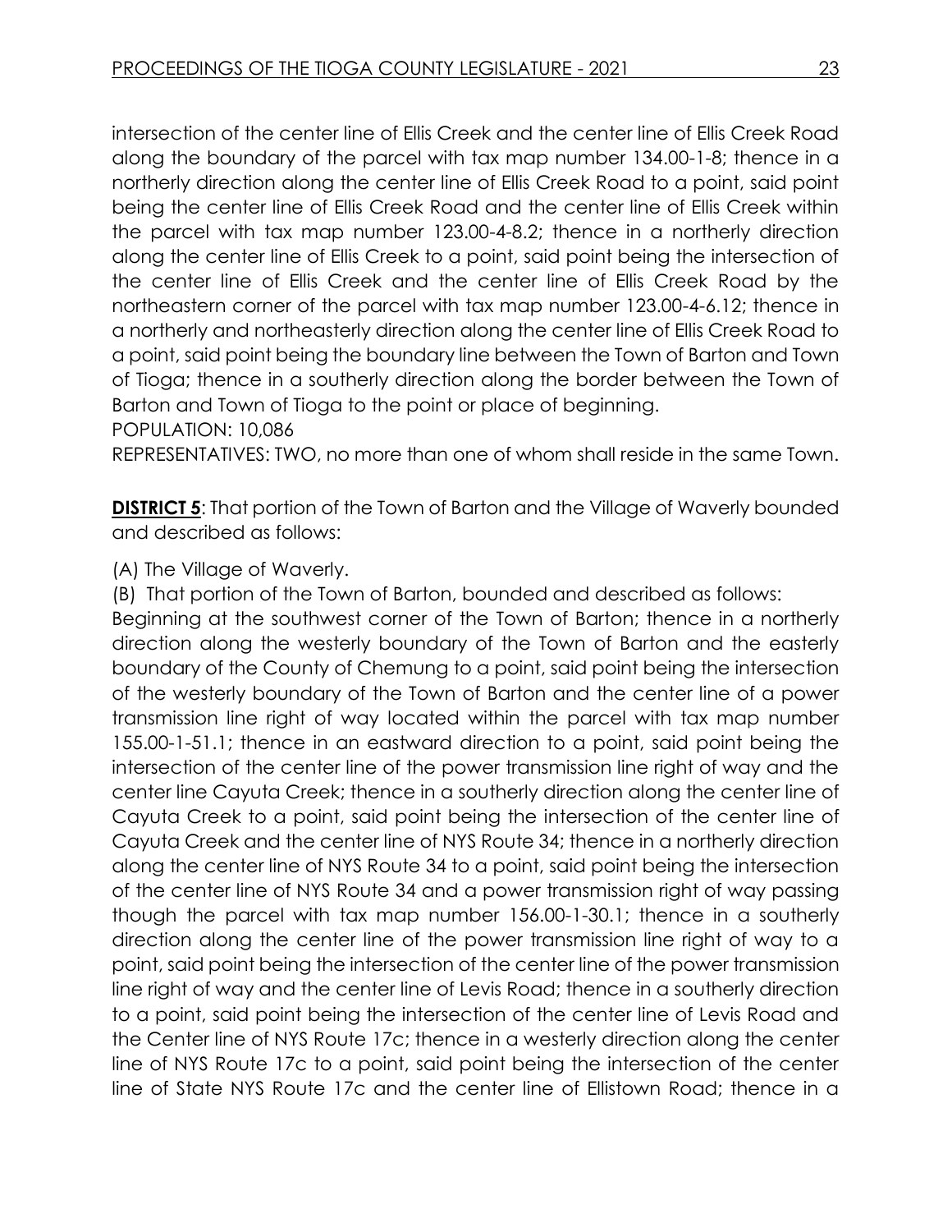intersection of the center line of Ellis Creek and the center line of Ellis Creek Road along the boundary of the parcel with tax map number 134.00-1-8; thence in a northerly direction along the center line of Ellis Creek Road to a point, said point being the center line of Ellis Creek Road and the center line of Ellis Creek within the parcel with tax map number 123.00-4-8.2; thence in a northerly direction along the center line of Ellis Creek to a point, said point being the intersection of the center line of Ellis Creek and the center line of Ellis Creek Road by the northeastern corner of the parcel with tax map number 123.00-4-6.12; thence in a northerly and northeasterly direction along the center line of Ellis Creek Road to a point, said point being the boundary line between the Town of Barton and Town of Tioga; thence in a southerly direction along the border between the Town of Barton and Town of Tioga to the point or place of beginning.
POPULATION: 10,086
REPRESENTATIVES: TWO, no more than one of whom shall reside in the same Town.

**DISTRICT 5**: That portion of the Town of Barton and the Village of Waverly bounded and described as follows:

(A) The Village of Waverly.

(B) That portion of the Town of Barton, bounded and described as follows:
Beginning at the southwest corner of the Town of Barton; thence in a northerly direction along the westerly boundary of the Town of Barton and the easterly boundary of the County of Chemung to a point, said point being the intersection of the westerly boundary of the Town of Barton and the center line of a power transmission line right of way located within the parcel with tax map number 155.00-1-51.1; thence in an eastward direction to a point, said point being the intersection of the center line of the power transmission line right of way and the center line Cayuta Creek; thence in a southerly direction along the center line of Cayuta Creek to a point, said point being the intersection of the center line of Cayuta Creek and the center line of NYS Route 34; thence in a northerly direction along the center line of NYS Route 34 to a point, said point being the intersection of the center line of NYS Route 34 and a power transmission right of way passing though the parcel with tax map number 156.00-1-30.1; thence in a southerly direction along the center line of the power transmission line right of way to a point, said point being the intersection of the center line of the power transmission line right of way and the center line of Levis Road; thence in a southerly direction to a point, said point being the intersection of the center line of Levis Road and the Center line of NYS Route 17c; thence in a westerly direction along the center line of NYS Route 17c to a point, said point being the intersection of the center line of State NYS Route 17c and the center line of Ellistown Road; thence in a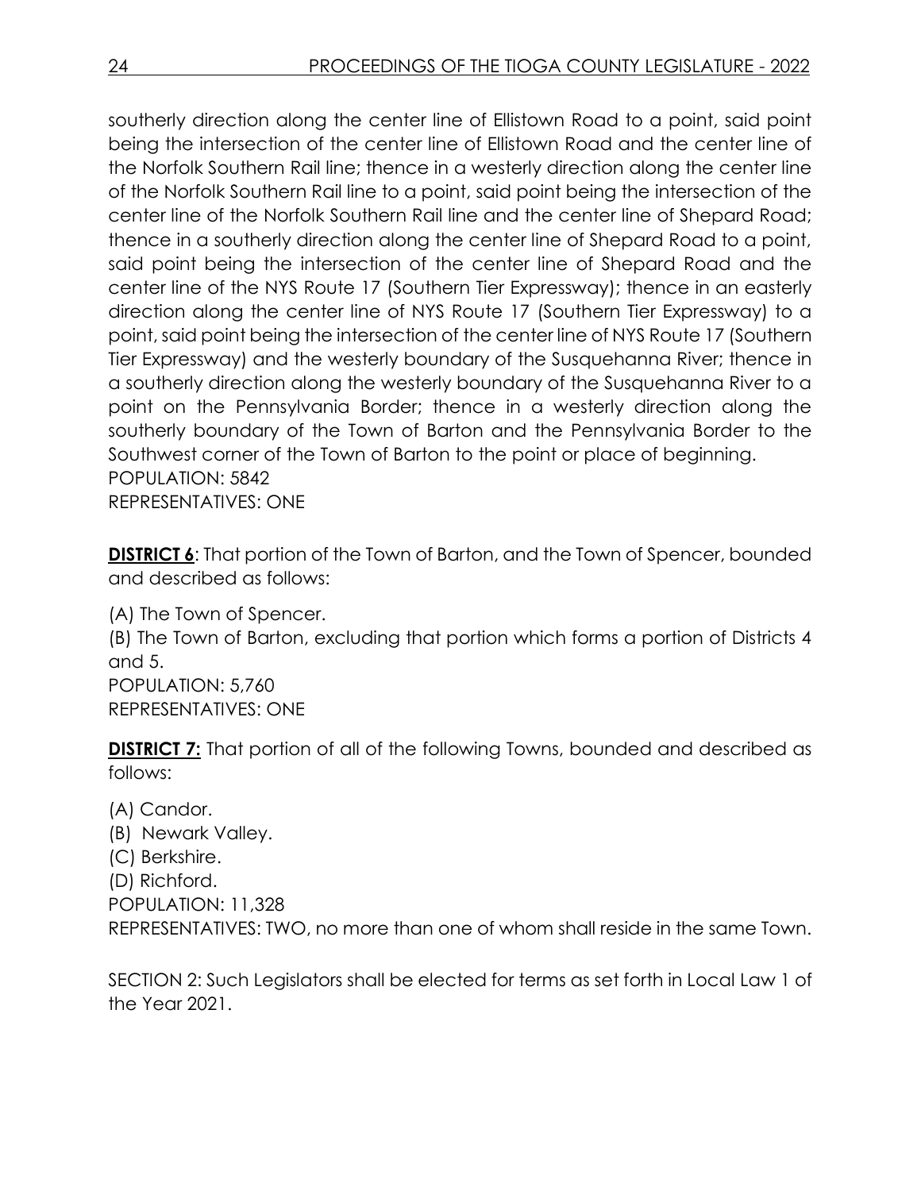southerly direction along the center line of Ellistown Road to a point, said point being the intersection of the center line of Ellistown Road and the center line of the Norfolk Southern Rail line; thence in a westerly direction along the center line of the Norfolk Southern Rail line to a point, said point being the intersection of the center line of the Norfolk Southern Rail line and the center line of Shepard Road; thence in a southerly direction along the center line of Shepard Road to a point, said point being the intersection of the center line of Shepard Road and the center line of the NYS Route 17 (Southern Tier Expressway); thence in an easterly direction along the center line of NYS Route 17 (Southern Tier Expressway) to a point, said point being the intersection of the center line of NYS Route 17 (Southern Tier Expressway) and the westerly boundary of the Susquehanna River; thence in a southerly direction along the westerly boundary of the Susquehanna River to a point on the Pennsylvania Border; thence in a westerly direction along the southerly boundary of the Town of Barton and the Pennsylvania Border to the Southwest corner of the Town of Barton to the point or place of beginning.
POPULATION: 5842
REPRESENTATIVES: ONE

**DISTRICT 6**: That portion of the Town of Barton, and the Town of Spencer, bounded and described as follows:

(A) The Town of Spencer.
(B) The Town of Barton, excluding that portion which forms a portion of Districts 4 and 5.
POPULATION: 5,760
REPRESENTATIVES: ONE

**DISTRICT 7:** That portion of all of the following Towns, bounded and described as follows:

(A) Candor.
(B) Newark Valley.
(C) Berkshire.
(D) Richford.
POPULATION: 11,328
REPRESENTATIVES: TWO, no more than one of whom shall reside in the same Town.

SECTION 2: Such Legislators shall be elected for terms as set forth in Local Law 1 of the Year 2021.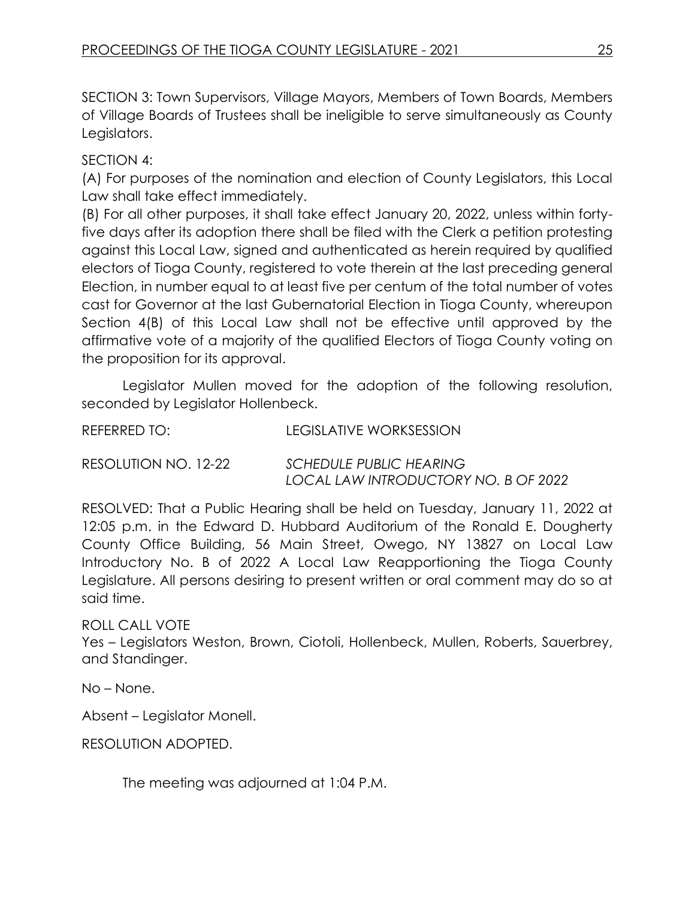SECTION 3: Town Supervisors, Village Mayors, Members of Town Boards, Members of Village Boards of Trustees shall be ineligible to serve simultaneously as County Legislators.

SECTION 4:

(A) For purposes of the nomination and election of County Legislators, this Local Law shall take effect immediately.

(B) For all other purposes, it shall take effect January 20, 2022, unless within forty-five days after its adoption there shall be filed with the Clerk a petition protesting against this Local Law, signed and authenticated as herein required by qualified electors of Tioga County, registered to vote therein at the last preceding general Election, in number equal to at least five per centum of the total number of votes cast for Governor at the last Gubernatorial Election in Tioga County, whereupon Section 4(B) of this Local Law shall not be effective until approved by the affirmative vote of a majority of the qualified Electors of Tioga County voting on the proposition for its approval.

Legislator Mullen moved for the adoption of the following resolution, seconded by Legislator Hollenbeck.

REFERRED TO: LEGISLATIVE WORKSESSION

RESOLUTION NO. 12-22 *SCHEDULE PUBLIC HEARING*
*LOCAL LAW INTRODUCTORY NO. B OF 2022*

RESOLVED: That a Public Hearing shall be held on Tuesday, January 11, 2022 at 12:05 p.m. in the Edward D. Hubbard Auditorium of the Ronald E. Dougherty County Office Building, 56 Main Street, Owego, NY 13827 on Local Law Introductory No. B of 2022 A Local Law Reapportioning the Tioga County Legislature. All persons desiring to present written or oral comment may do so at said time.

ROLL CALL VOTE

Yes – Legislators Weston, Brown, Ciotoli, Hollenbeck, Mullen, Roberts, Sauerbrey, and Standinger.

No – None.

Absent – Legislator Monell.

RESOLUTION ADOPTED.

The meeting was adjourned at 1:04 P.M.